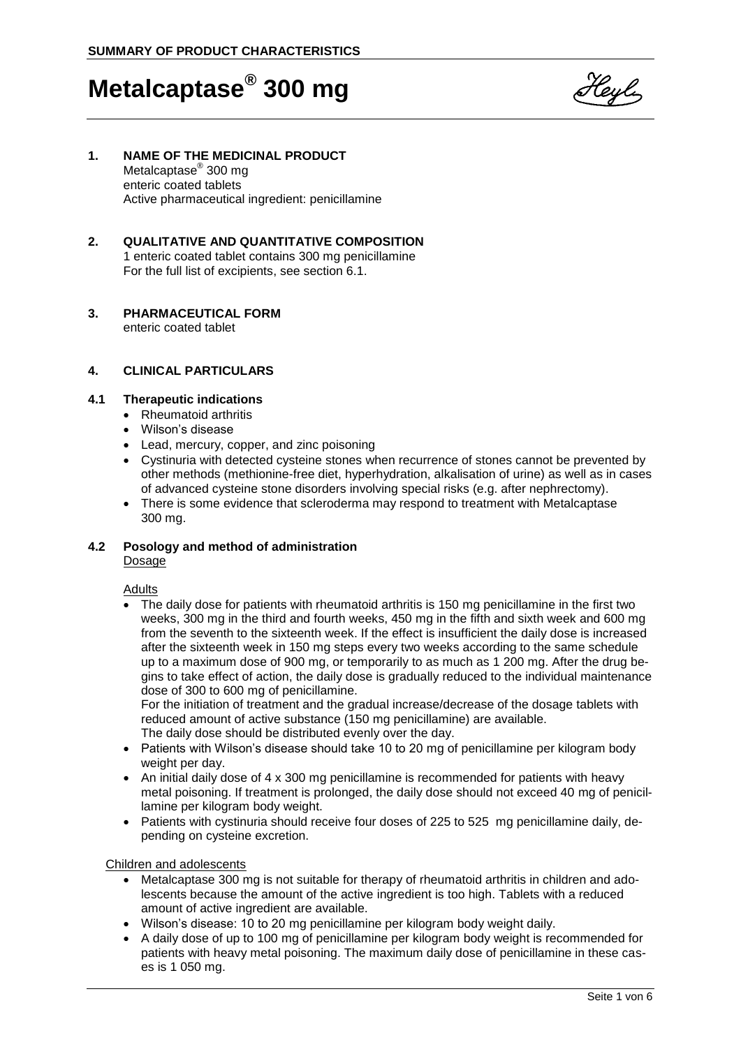# Metalcaptase® 300 mg

## 1. NAME OF THE MEDICINAL PRODUCT

Metalcaptase® 300 mg
enteric coated tablets
Active pharmaceutical ingredient: penicillamine

## 2. QUALITATIVE AND QUANTITATIVE COMPOSITION

1 enteric coated tablet contains 300 mg penicillamine
For the full list of excipients, see section 6.1.

## 3. PHARMACEUTICAL FORM

enteric coated tablet

## 4. CLINICAL PARTICULARS

### 4.1 Therapeutic indications

- Rheumatoid arthritis
- Wilson's disease
- Lead, mercury, copper, and zinc poisoning
- Cystinuria with detected cysteine stones when recurrence of stones cannot be prevented by other methods (methionine-free diet, hyperhydration, alkalisation of urine) as well as in cases of advanced cysteine stone disorders involving special risks (e.g. after nephrectomy).
- There is some evidence that scleroderma may respond to treatment with Metalcaptase 300 mg.

### 4.2 Posology and method of administration

Dosage

Adults

- The daily dose for patients with rheumatoid arthritis is 150 mg penicillamine in the first two weeks, 300 mg in the third and fourth weeks, 450 mg in the fifth and sixth week and 600 mg from the seventh to the sixteenth week. If the effect is insufficient the daily dose is increased after the sixteenth week in 150 mg steps every two weeks according to the same schedule up to a maximum dose of 900 mg, or temporarily to as much as 1 200 mg. After the drug begins to take effect of action, the daily dose is gradually reduced to the individual maintenance dose of 300 to 600 mg of penicillamine.
  For the initiation of treatment and the gradual increase/decrease of the dosage tablets with reduced amount of active substance (150 mg penicillamine) are available.
  The daily dose should be distributed evenly over the day.
- Patients with Wilson's disease should take 10 to 20 mg of penicillamine per kilogram body weight per day.
- An initial daily dose of 4 x 300 mg penicillamine is recommended for patients with heavy metal poisoning. If treatment is prolonged, the daily dose should not exceed 40 mg of penicillamine per kilogram body weight.
- Patients with cystinuria should receive four doses of 225 to 525 mg penicillamine daily, depending on cysteine excretion.

Children and adolescents

- Metalcaptase 300 mg is not suitable for therapy of rheumatoid arthritis in children and adolescents because the amount of the active ingredient is too high. Tablets with a reduced amount of active ingredient are available.
- Wilson's disease: 10 to 20 mg penicillamine per kilogram body weight daily.
- A daily dose of up to 100 mg of penicillamine per kilogram body weight is recommended for patients with heavy metal poisoning. The maximum daily dose of penicillamine in these cases is 1 050 mg.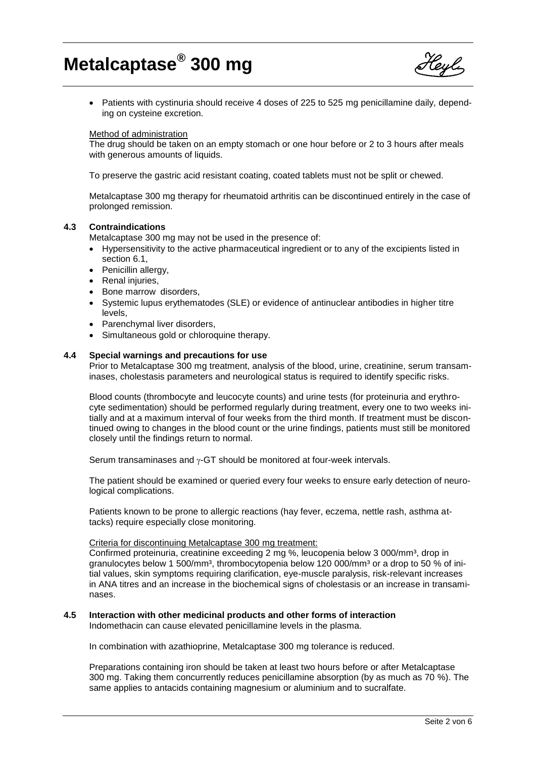- Patients with cystinuria should receive 4 doses of 225 to 525 mg penicillamine daily, depending on cysteine excretion.

Method of administration

The drug should be taken on an empty stomach or one hour before or 2 to 3 hours after meals with generous amounts of liquids.

To preserve the gastric acid resistant coating, coated tablets must not be split or chewed.

Metalcaptase 300 mg therapy for rheumatoid arthritis can be discontinued entirely in the case of prolonged remission.

### 4.3 Contraindications

Metalcaptase 300 mg may not be used in the presence of:

- Hypersensitivity to the active pharmaceutical ingredient or to any of the excipients listed in section 6.1,
- Penicillin allergy,
- Renal injuries,
- Bone marrow disorders,
- Systemic lupus erythematodes (SLE) or evidence of antinuclear antibodies in higher titre levels,
- Parenchymal liver disorders,
- Simultaneous gold or chloroquine therapy.

### 4.4 Special warnings and precautions for use

Prior to Metalcaptase 300 mg treatment, analysis of the blood, urine, creatinine, serum transaminases, cholestasis parameters and neurological status is required to identify specific risks.

Blood counts (thrombocyte and leucocyte counts) and urine tests (for proteinuria and erythrocyte sedimentation) should be performed regularly during treatment, every one to two weeks initially and at a maximum interval of four weeks from the third month. If treatment must be discontinued owing to changes in the blood count or the urine findings, patients must still be monitored closely until the findings return to normal.

Serum transaminases and γ-GT should be monitored at four-week intervals.

The patient should be examined or queried every four weeks to ensure early detection of neurological complications.

Patients known to be prone to allergic reactions (hay fever, eczema, nettle rash, asthma attacks) require especially close monitoring.

Criteria for discontinuing Metalcaptase 300 mg treatment:

Confirmed proteinuria, creatinine exceeding 2 mg %, leucopenia below 3 000/mm³, drop in granulocytes below 1 500/mm³, thrombocytopenia below 120 000/mm³ or a drop to 50 % of initial values, skin symptoms requiring clarification, eye-muscle paralysis, risk-relevant increases in ANA titres and an increase in the biochemical signs of cholestasis or an increase in transaminases.

### 4.5 Interaction with other medicinal products and other forms of interaction

Indomethacin can cause elevated penicillamine levels in the plasma.

In combination with azathioprine, Metalcaptase 300 mg tolerance is reduced.

Preparations containing iron should be taken at least two hours before or after Metalcaptase 300 mg. Taking them concurrently reduces penicillamine absorption (by as much as 70 %). The same applies to antacids containing magnesium or aluminium and to sucralfate.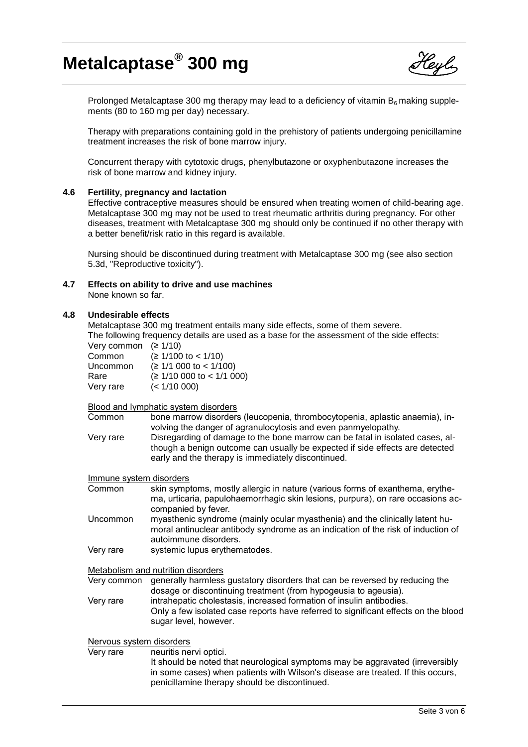Prolonged Metalcaptase 300 mg therapy may lead to a deficiency of vitamin $B_6$ making supplements (80 to 160 mg per day) necessary.

Therapy with preparations containing gold in the prehistory of patients undergoing penicillamine treatment increases the risk of bone marrow injury.

Concurrent therapy with cytotoxic drugs, phenylbutazone or oxyphenbutazone increases the risk of bone marrow and kidney injury.

### 4.6 Fertility, pregnancy and lactation

Effective contraceptive measures should be ensured when treating women of child-bearing age. Metalcaptase 300 mg may not be used to treat rheumatic arthritis during pregnancy. For other diseases, treatment with Metalcaptase 300 mg should only be continued if no other therapy with a better benefit/risk ratio in this regard is available.

Nursing should be discontinued during treatment with Metalcaptase 300 mg (see also section 5.3d, "Reproductive toxicity").

### 4.7 Effects on ability to drive and use machines

None known so far.

### 4.8 Undesirable effects

Metalcaptase 300 mg treatment entails many side effects, some of them severe.
The following frequency details are used as a base for the assessment of the side effects:

| | |
|---|---|
| Very common | (≥ 1/10) |
| Common | (≥ 1/100 to < 1/10) |
| Uncommon | (≥ 1/1 000 to < 1/100) |
| Rare | (≥ 1/10 000 to < 1/1 000) |
| Very rare | (< 1/10 000) |

<u>Blood and lymphatic system disorders</u>

| | |
|---|---|
| Common | bone marrow disorders (leucopenia, thrombocytopenia, aplastic anaemia), involving the danger of agranulocytosis and even panmyelopathy. |
| Very rare | Disregarding of damage to the bone marrow can be fatal in isolated cases, although a benign outcome can usually be expected if side effects are detected early and the therapy is immediately discontinued. |

<u>Immune system disorders</u>

| | |
|---|---|
| Common | skin symptoms, mostly allergic in nature (various forms of exanthema, erythema, urticaria, papulohaemorrhagic skin lesions, purpura), on rare occasions accompanied by fever. |
| Uncommon | myasthenic syndrome (mainly ocular myasthenia) and the clinically latent humoral antinuclear antibody syndrome as an indication of the risk of induction of autoimmune disorders. |
| Very rare | systemic lupus erythematodes. |

<u>Metabolism and nutrition disorders</u>

| | |
|---|---|
| Very common | generally harmless gustatory disorders that can be reversed by reducing the dosage or discontinuing treatment (from hypogeusia to ageusia). |
| Very rare | intrahepatic cholestasis, increased formation of insulin antibodies. Only a few isolated case reports have referred to significant effects on the blood sugar level, however. |

<u>Nervous system disorders</u>

| | |
|---|---|
| Very rare | neuritis nervi optici. It should be noted that neurological symptoms may be aggravated (irreversibly in some cases) when patients with Wilson's disease are treated. If this occurs, penicillamine therapy should be discontinued. |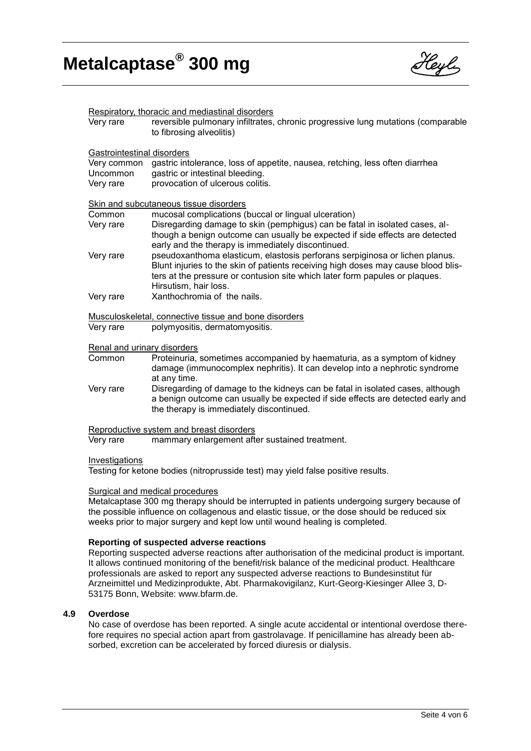Respiratory, thoracic and mediastinal disorders

| | |
|---|---|
| Very rare | reversible pulmonary infiltrates, chronic progressive lung mutations (comparable to fibrosing alveolitis) |

Gastrointestinal disorders

| | |
|---|---|
| Very common | gastric intolerance, loss of appetite, nausea, retching, less often diarrhea |
| Uncommon | gastric or intestinal bleeding. |
| Very rare | provocation of ulcerous colitis. |

Skin and subcutaneous tissue disorders

| | |
|---|---|
| Common | mucosal complications (buccal or lingual ulceration) |
| Very rare | Disregarding damage to skin (pemphigus) can be fatal in isolated cases, although a benign outcome can usually be expected if side effects are detected early and the therapy is immediately discontinued. |
| Very rare | pseudoxanthoma elasticum, elastosis perforans serpiginosa or lichen planus. Blunt injuries to the skin of patients receiving high doses may cause blood blisters at the pressure or contusion site which later form papules or plaques. Hirsutism, hair loss. |
| Very rare | Xanthochromia of the nails. |

Musculoskeletal, connective tissue and bone disorders

| | |
|---|---|
| Very rare | polymyositis, dermatomyositis. |

Renal and urinary disorders

| | |
|---|---|
| Common | Proteinuria, sometimes accompanied by haematuria, as a symptom of kidney damage (immunocomplex nephritis). It can develop into a nephrotic syndrome at any time. |
| Very rare | Disregarding of damage to the kidneys can be fatal in isolated cases, although a benign outcome can usually be expected if side effects are detected early and the therapy is immediately discontinued. |

Reproductive system and breast disorders

| | |
|---|---|
| Very rare | mammary enlargement after sustained treatment. |

Investigations

Testing for ketone bodies (nitroprusside test) may yield false positive results.

Surgical and medical procedures

Metalcaptase 300 mg therapy should be interrupted in patients undergoing surgery because of the possible influence on collagenous and elastic tissue, or the dose should be reduced six weeks prior to major surgery and kept low until wound healing is completed.

**Reporting of suspected adverse reactions**

Reporting suspected adverse reactions after authorisation of the medicinal product is important. It allows continued monitoring of the benefit/risk balance of the medicinal product. Healthcare professionals are asked to report any suspected adverse reactions to Bundesinstitut für Arzneimittel und Medizinprodukte, Abt. Pharmakovigilanz, Kurt-Georg-Kiesinger Allee 3, D-53175 Bonn, Website: www.bfarm.de.

## 4.9 Overdose

No case of overdose has been reported. A single acute accidental or intentional overdose therefore requires no special action apart from gastrolavage. If penicillamine has already been absorbed, excretion can be accelerated by forced diuresis or dialysis.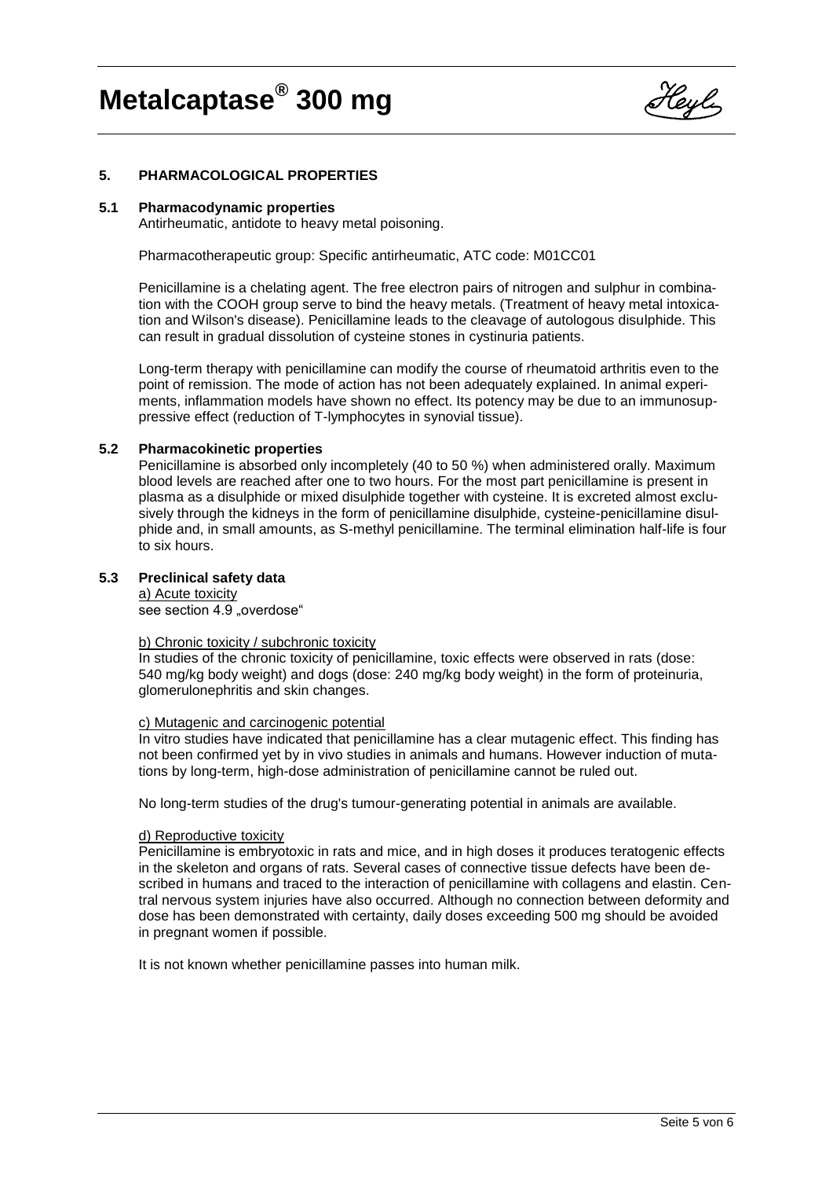## 5. PHARMACOLOGICAL PROPERTIES

### 5.1 Pharmacodynamic properties

Antirheumatic, antidote to heavy metal poisoning.

Pharmacotherapeutic group: Specific antirheumatic, ATC code: M01CC01

Penicillamine is a chelating agent. The free electron pairs of nitrogen and sulphur in combination with the COOH group serve to bind the heavy metals. (Treatment of heavy metal intoxication and Wilson's disease). Penicillamine leads to the cleavage of autologous disulphide. This can result in gradual dissolution of cysteine stones in cystinuria patients.

Long-term therapy with penicillamine can modify the course of rheumatoid arthritis even to the point of remission. The mode of action has not been adequately explained. In animal experiments, inflammation models have shown no effect. Its potency may be due to an immunosuppressive effect (reduction of T-lymphocytes in synovial tissue).

### 5.2 Pharmacokinetic properties

Penicillamine is absorbed only incompletely (40 to 50 %) when administered orally. Maximum blood levels are reached after one to two hours. For the most part penicillamine is present in plasma as a disulphide or mixed disulphide together with cysteine. It is excreted almost exclusively through the kidneys in the form of penicillamine disulphide, cysteine-penicillamine disulphide and, in small amounts, as S-methyl penicillamine. The terminal elimination half-life is four to six hours.

### 5.3 Preclinical safety data

<u>a) Acute toxicity</u>

see section 4.9 „overdose“

<u>b) Chronic toxicity / subchronic toxicity</u>

In studies of the chronic toxicity of penicillamine, toxic effects were observed in rats (dose: 540 mg/kg body weight) and dogs (dose: 240 mg/kg body weight) in the form of proteinuria, glomerulonephritis and skin changes.

<u>c) Mutagenic and carcinogenic potential</u>

In vitro studies have indicated that penicillamine has a clear mutagenic effect. This finding has not been confirmed yet by in vivo studies in animals and humans. However induction of mutations by long-term, high-dose administration of penicillamine cannot be ruled out.

No long-term studies of the drug's tumour-generating potential in animals are available.

<u>d) Reproductive toxicity</u>

Penicillamine is embryotoxic in rats and mice, and in high doses it produces teratogenic effects in the skeleton and organs of rats. Several cases of connective tissue defects have been described in humans and traced to the interaction of penicillamine with collagens and elastin. Central nervous system injuries have also occurred. Although no connection between deformity and dose has been demonstrated with certainty, daily doses exceeding 500 mg should be avoided in pregnant women if possible.

It is not known whether penicillamine passes into human milk.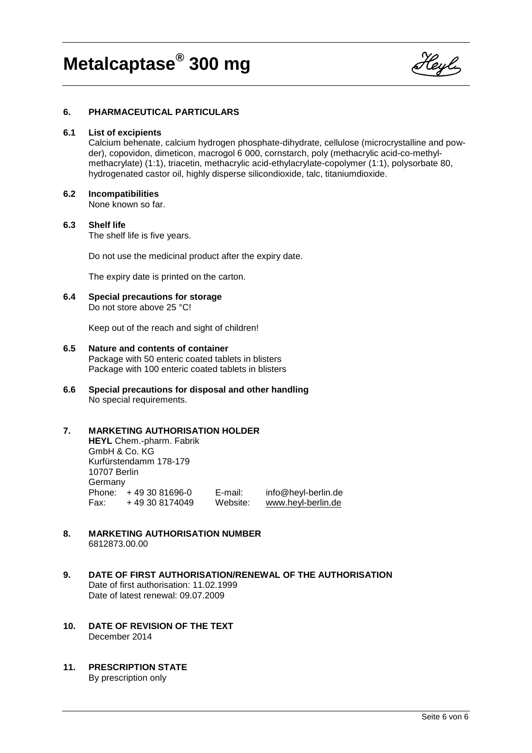## 6. PHARMACEUTICAL PARTICULARS

### 6.1 List of excipients

Calcium behenate, calcium hydrogen phosphate-dihydrate, cellulose (microcrystalline and powder), copovidon, dimeticon, macrogol 6 000, cornstarch, poly (methacrylic acid-co-methylmethacrylate) (1:1), triacetin, methacrylic acid-ethylacrylate-copolymer (1:1), polysorbate 80, hydrogenated castor oil, highly disperse silicondioxide, talc, titaniumdioxide.

### 6.2 Incompatibilities

None known so far.

### 6.3 Shelf life

The shelf life is five years.

Do not use the medicinal product after the expiry date.

The expiry date is printed on the carton.

### 6.4 Special precautions for storage

Do not store above 25 °C!

Keep out of the reach and sight of children!

### 6.5 Nature and contents of container

Package with 50 enteric coated tablets in blisters
Package with 100 enteric coated tablets in blisters

### 6.6 Special precautions for disposal and other handling

No special requirements.

## 7. MARKETING AUTHORISATION HOLDER

**HEYL** Chem.-pharm. Fabrik
GmbH & Co. KG
Kurfürstendamm 178-179
10707 Berlin
Germany

| | | | |
|---|---|---|---|
| Phone: | + 49 30 81696-0 | E-mail: | info@heyl-berlin.de |
| Fax: | + 49 30 8174049 | Website: | www.heyl-berlin.de |

## 8. MARKETING AUTHORISATION NUMBER

6812873.00.00

## 9. DATE OF FIRST AUTHORISATION/RENEWAL OF THE AUTHORISATION

Date of first authorisation: 11.02.1999
Date of latest renewal: 09.07.2009

## 10. DATE OF REVISION OF THE TEXT

December 2014

## 11. PRESCRIPTION STATE

By prescription only